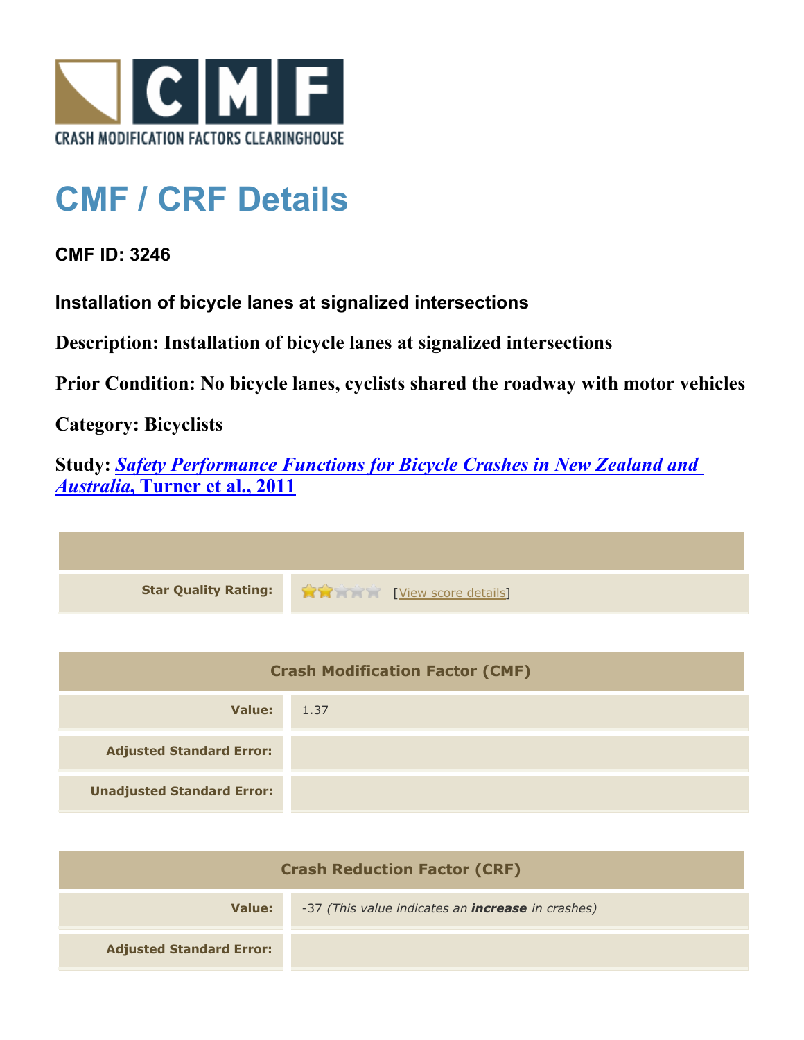# CMF / CRF Details

**CMF ID: 3246**

**Installation of bicycle lanes at signalized intersections**

**Description: Installation of bicycle lanes at signalized intersections**

**Prior Condition: No bicycle lanes, cyclists shared the roadway with motor vehicles**

**Category: Bicyclists**

**Study: *Safety Performance Functions for Bicycle Crashes in New Zealand and Australia*, Turner et al., 2011**

| | |
|---|---|
| **Star Quality Rating:** | [View score details] |

| Crash Modification Factor (CMF) | |
|---|---|
| **Value:** | 1.37 |
| **Adjusted Standard Error:** | |
| **Unadjusted Standard Error:** | |

| Crash Reduction Factor (CRF) | |
|---|---|
| **Value:** | -37 *(This value indicates an **increase** in crashes)* |
| **Adjusted Standard Error:** | |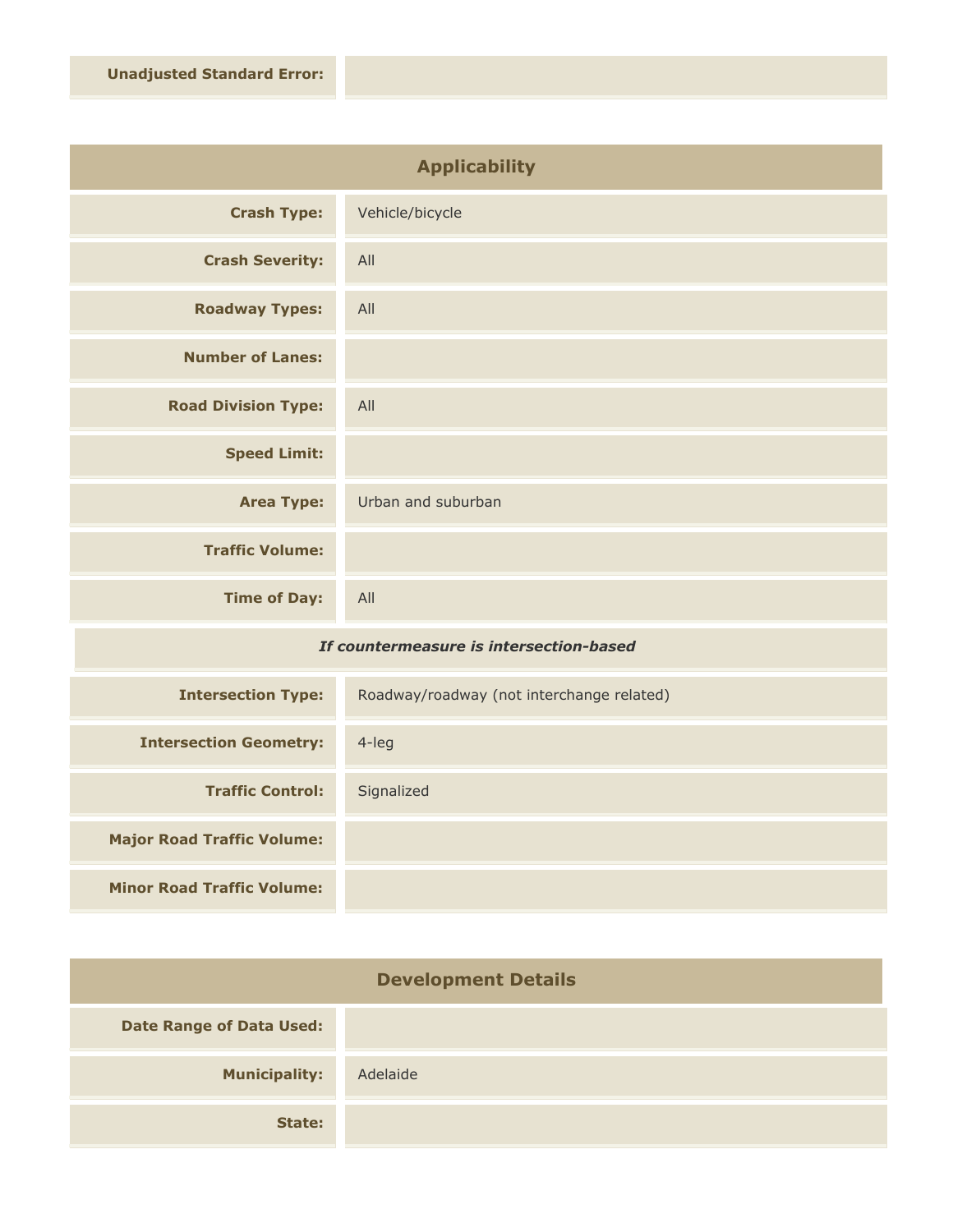| | |
|---|---|
| **Unadjusted Standard Error:** | |

## Applicability

| | |
|---|---|
| **Crash Type:** | Vehicle/bicycle |
| **Crash Severity:** | All |
| **Roadway Types:** | All |
| **Number of Lanes:** | |
| **Road Division Type:** | All |
| **Speed Limit:** | |
| **Area Type:** | Urban and suburban |
| **Traffic Volume:** | |
| **Time of Day:** | All |

*If countermeasure is intersection-based*

| | |
|---|---|
| **Intersection Type:** | Roadway/roadway (not interchange related) |
| **Intersection Geometry:** | 4-leg |
| **Traffic Control:** | Signalized |
| **Major Road Traffic Volume:** | |
| **Minor Road Traffic Volume:** | |

## Development Details

| | |
|---|---|
| **Date Range of Data Used:** | |
| **Municipality:** | Adelaide |
| **State:** | |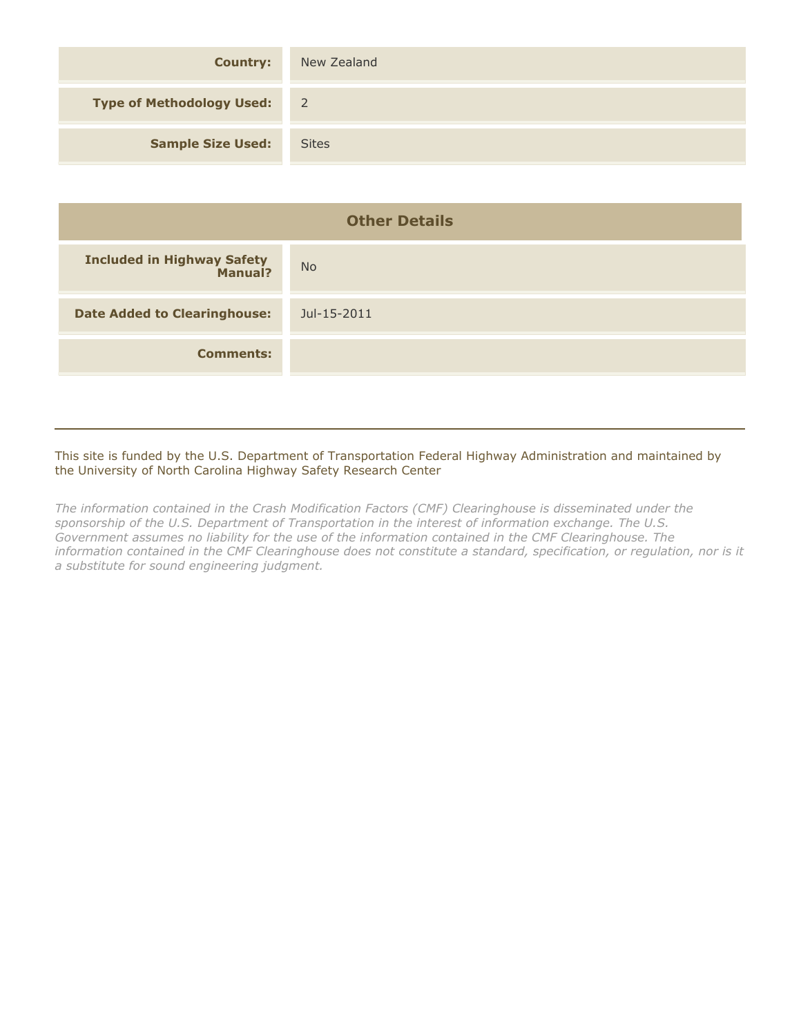| | |
| --- | --- |
| **Country:** | New Zealand |
| **Type of Methodology Used:** | 2 |
| **Sample Size Used:** | Sites |

## Other Details

| | |
| --- | --- |
| **Included in Highway Safety Manual?** | No |
| **Date Added to Clearinghouse:** | Jul-15-2011 |
| **Comments:** | |

---

This site is funded by the U.S. Department of Transportation Federal Highway Administration and maintained by the University of North Carolina Highway Safety Research Center

*The information contained in the Crash Modification Factors (CMF) Clearinghouse is disseminated under the sponsorship of the U.S. Department of Transportation in the interest of information exchange. The U.S. Government assumes no liability for the use of the information contained in the CMF Clearinghouse. The information contained in the CMF Clearinghouse does not constitute a standard, specification, or regulation, nor is it a substitute for sound engineering judgment.*